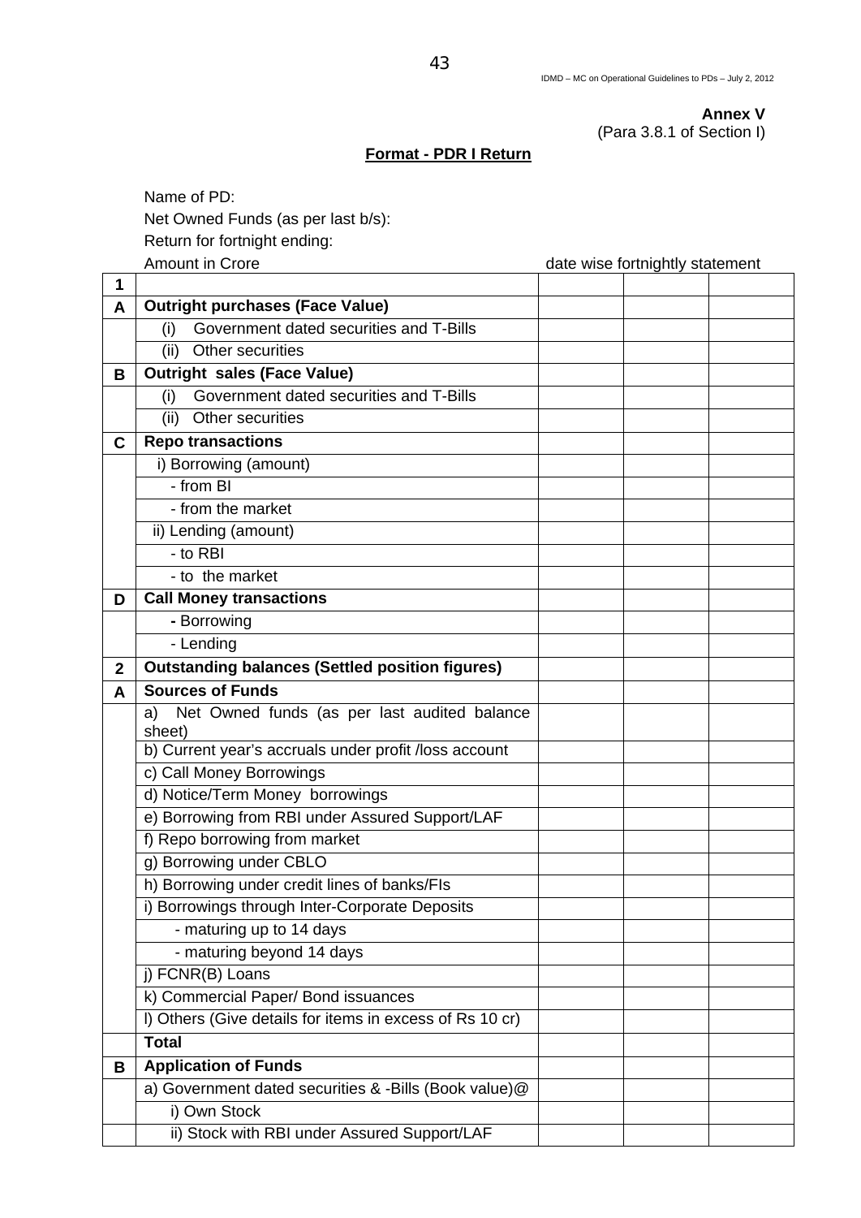**Annex V**
(Para 3.8.1 of Section I)

**Format - PDR I Return**

Name of PD:

Net Owned Funds (as per last b/s):

Return for fortnight ending:

Amount in Crore date wise fortnightly statement

| 1 | | | | |
|---|---|---|---|---|
| **A** | **Outright purchases (Face Value)** | | | |
| | (i) Government dated securities and T-Bills | | | |
| | (ii) Other securities | | | |
| **B** | **Outright sales (Face Value)** | | | |
| | (i) Government dated securities and T-Bills | | | |
| | (ii) Other securities | | | |
| **C** | **Repo transactions** | | | |
| | i) Borrowing (amount) | | | |
| | - from BI | | | |
| | - from the market | | | |
| | ii) Lending (amount) | | | |
| | - to RBI | | | |
| | - to the market | | | |
| **D** | **Call Money transactions** | | | |
| | **-** Borrowing | | | |
| | - Lending | | | |
| **2** | **Outstanding balances (Settled position figures)** | | | |
| **A** | **Sources of Funds** | | | |
| | a) Net Owned funds (as per last audited balance sheet) | | | |
| | b) Current year's accruals under profit /loss account | | | |
| | c) Call Money Borrowings | | | |
| | d) Notice/Term Money borrowings | | | |
| | e) Borrowing from RBI under Assured Support/LAF | | | |
| | f) Repo borrowing from market | | | |
| | g) Borrowing under CBLO | | | |
| | h) Borrowing under credit lines of banks/FIs | | | |
| | i) Borrowings through Inter-Corporate Deposits | | | |
| | - maturing up to 14 days | | | |
| | - maturing beyond 14 days | | | |
| | j) FCNR(B) Loans | | | |
| | k) Commercial Paper/ Bond issuances | | | |
| | l) Others (Give details for items in excess of Rs 10 cr) | | | |
| | **Total** | | | |
| **B** | **Application of Funds** | | | |
| | a) Government dated securities & -Bills (Book value)@ | | | |
| | i) Own Stock | | | |
| | ii) Stock with RBI under Assured Support/LAF | | | |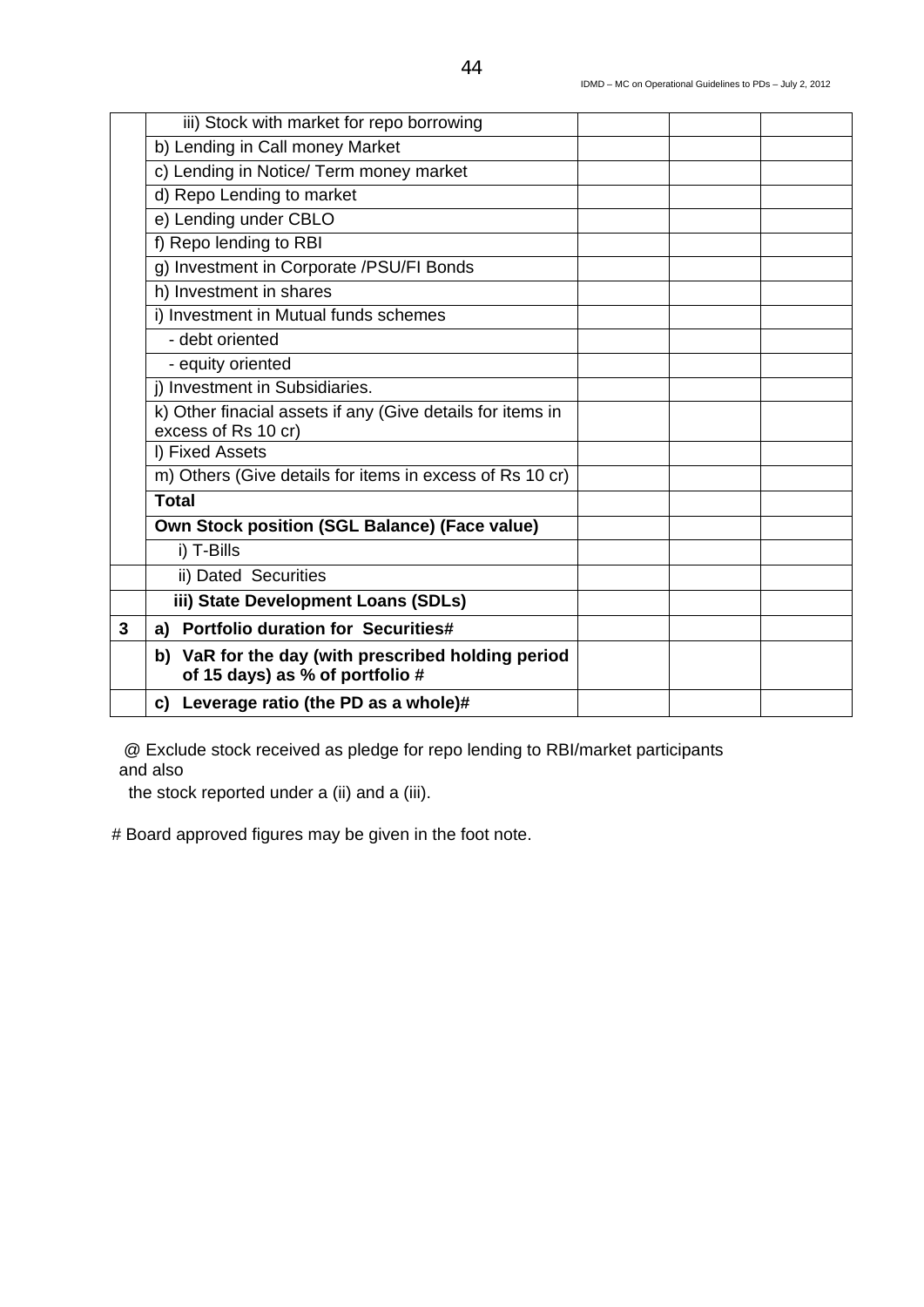| | | | | |
|---|---|---|---|---|
| | iii) Stock with market for repo borrowing | | | |
| | b) Lending in Call money Market | | | |
| | c) Lending in Notice/ Term money market | | | |
| | d) Repo Lending to market | | | |
| | e) Lending under CBLO | | | |
| | f) Repo lending to RBI | | | |
| | g) Investment in Corporate /PSU/FI Bonds | | | |
| | h) Investment in shares | | | |
| | i) Investment in Mutual funds schemes | | | |
| | - debt oriented | | | |
| | - equity oriented | | | |
| | j) Investment in Subsidiaries. | | | |
| | k) Other finacial assets if any (Give details for items in excess of Rs 10 cr) | | | |
| | l) Fixed Assets | | | |
| | m) Others (Give details for items in excess of Rs 10 cr) | | | |
| | **Total** | | | |
| | **Own Stock position (SGL Balance) (Face value)** | | | |
| | i) T-Bills | | | |
| | ii) Dated Securities | | | |
| | **iii) State Development Loans (SDLs)** | | | |
| **3** | **a) Portfolio duration for Securities#** | | | |
| | **b) VaR for the day (with prescribed holding period of 15 days) as % of portfolio #** | | | |
| | **c) Leverage ratio (the PD as a whole)#** | | | |

@ Exclude stock received as pledge for repo lending to RBI/market participants and also the stock reported under a (ii) and a (iii).

# Board approved figures may be given in the foot note.